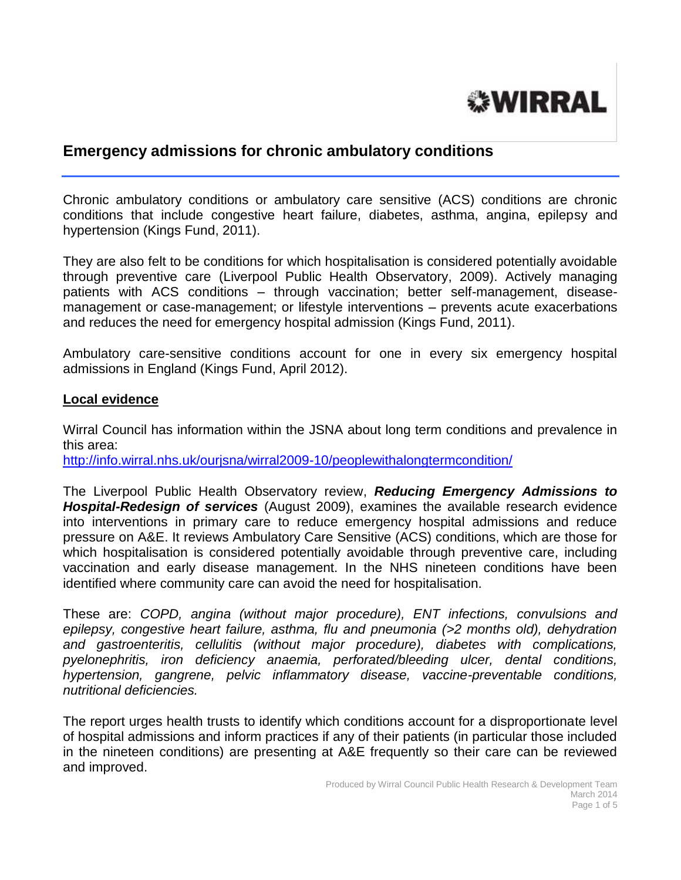# Emergency admissions for chronic ambulatory conditions

Chronic ambulatory conditions or ambulatory care sensitive (ACS) conditions are chronic conditions that include congestive heart failure, diabetes, asthma, angina, epilepsy and hypertension (Kings Fund, 2011).

They are also felt to be conditions for which hospitalisation is considered potentially avoidable through preventive care (Liverpool Public Health Observatory, 2009). Actively managing patients with ACS conditions – through vaccination; better self-management, disease-management or case-management; or lifestyle interventions – prevents acute exacerbations and reduces the need for emergency hospital admission (Kings Fund, 2011).

Ambulatory care-sensitive conditions account for one in every six emergency hospital admissions in England (Kings Fund, April 2012).

## Local evidence

Wirral Council has information within the JSNA about long term conditions and prevalence in this area:
[http://info.wirral.nhs.uk/ourjsna/wirral2009-10/peoplewithalongtermcondition/](http://info.wirral.nhs.uk/ourjsna/wirral2009-10/peoplewithalongtermcondition/)

The Liverpool Public Health Observatory review, ***Reducing Emergency Admissions to Hospital-Redesign of services*** (August 2009), examines the available research evidence into interventions in primary care to reduce emergency hospital admissions and reduce pressure on A&E. It reviews Ambulatory Care Sensitive (ACS) conditions, which are those for which hospitalisation is considered potentially avoidable through preventive care, including vaccination and early disease management. In the NHS nineteen conditions have been identified where community care can avoid the need for hospitalisation.

These are: *COPD, angina (without major procedure), ENT infections, convulsions and epilepsy, congestive heart failure, asthma, flu and pneumonia (>2 months old), dehydration and gastroenteritis, cellulitis (without major procedure), diabetes with complications, pyelonephritis, iron deficiency anaemia, perforated/bleeding ulcer, dental conditions, hypertension, gangrene, pelvic inflammatory disease, vaccine-preventable conditions, nutritional deficiencies.*

The report urges health trusts to identify which conditions account for a disproportionate level of hospital admissions and inform practices if any of their patients (in particular those included in the nineteen conditions) are presenting at A&E frequently so their care can be reviewed and improved.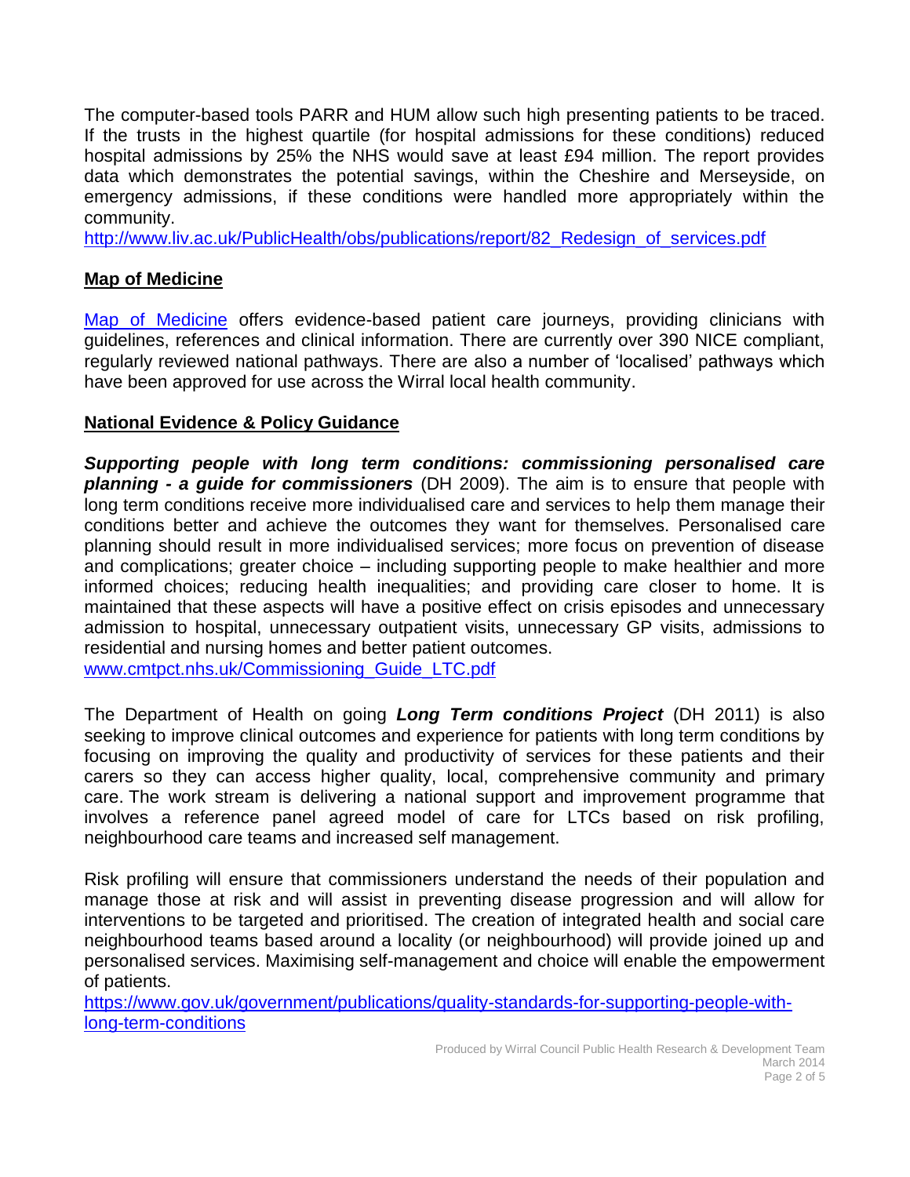The computer-based tools PARR and HUM allow such high presenting patients to be traced. If the trusts in the highest quartile (for hospital admissions for these conditions) reduced hospital admissions by 25% the NHS would save at least £94 million. The report provides data which demonstrates the potential savings, within the Cheshire and Merseyside, on emergency admissions, if these conditions were handled more appropriately within the community.
http://www.liv.ac.uk/PublicHealth/obs/publications/report/82_Redesign_of_services.pdf

## Map of Medicine

Map of Medicine offers evidence-based patient care journeys, providing clinicians with guidelines, references and clinical information. There are currently over 390 NICE compliant, regularly reviewed national pathways. There are also a number of 'localised' pathways which have been approved for use across the Wirral local health community.

## National Evidence & Policy Guidance

***Supporting people with long term conditions: commissioning personalised care planning - a guide for commissioners*** (DH 2009). The aim is to ensure that people with long term conditions receive more individualised care and services to help them manage their conditions better and achieve the outcomes they want for themselves. Personalised care planning should result in more individualised services; more focus on prevention of disease and complications; greater choice – including supporting people to make healthier and more informed choices; reducing health inequalities; and providing care closer to home. It is maintained that these aspects will have a positive effect on crisis episodes and unnecessary admission to hospital, unnecessary outpatient visits, unnecessary GP visits, admissions to residential and nursing homes and better patient outcomes.
www.cmtpct.nhs.uk/Commissioning_Guide_LTC.pdf

The Department of Health on going ***Long Term conditions Project*** (DH 2011) is also seeking to improve clinical outcomes and experience for patients with long term conditions by focusing on improving the quality and productivity of services for these patients and their carers so they can access higher quality, local, comprehensive community and primary care. The work stream is delivering a national support and improvement programme that involves a reference panel agreed model of care for LTCs based on risk profiling, neighbourhood care teams and increased self management.

Risk profiling will ensure that commissioners understand the needs of their population and manage those at risk and will assist in preventing disease progression and will allow for interventions to be targeted and prioritised. The creation of integrated health and social care neighbourhood teams based around a locality (or neighbourhood) will provide joined up and personalised services. Maximising self-management and choice will enable the empowerment of patients.
https://www.gov.uk/government/publications/quality-standards-for-supporting-people-with-long-term-conditions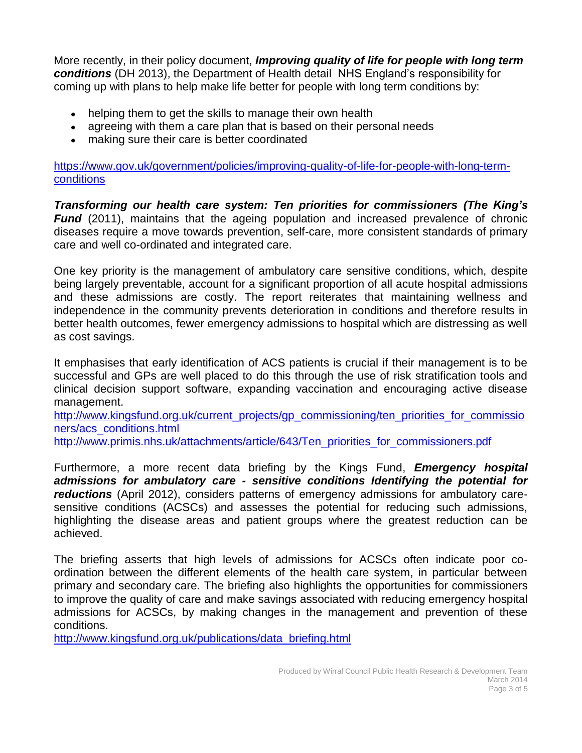More recently, in their policy document, ***Improving quality of life for people with long term conditions*** (DH 2013), the Department of Health detail NHS England's responsibility for coming up with plans to help make life better for people with long term conditions by:

- helping them to get the skills to manage their own health
- agreeing with them a care plan that is based on their personal needs
- making sure their care is better coordinated

https://www.gov.uk/government/policies/improving-quality-of-life-for-people-with-long-term-conditions

***Transforming our health care system: Ten priorities for commissioners (The King's Fund*** (2011), maintains that the ageing population and increased prevalence of chronic diseases require a move towards prevention, self-care, more consistent standards of primary care and well co-ordinated and integrated care.

One key priority is the management of ambulatory care sensitive conditions, which, despite being largely preventable, account for a significant proportion of all acute hospital admissions and these admissions are costly. The report reiterates that maintaining wellness and independence in the community prevents deterioration in conditions and therefore results in better health outcomes, fewer emergency admissions to hospital which are distressing as well as cost savings.

It emphasises that early identification of ACS patients is crucial if their management is to be successful and GPs are well placed to do this through the use of risk stratification tools and clinical decision support software, expanding vaccination and encouraging active disease management.
http://www.kingsfund.org.uk/current_projects/gp_commissioning/ten_priorities_for_commissioners/acs_conditions.html
http://www.primis.nhs.uk/attachments/article/643/Ten_priorities_for_commissioners.pdf

Furthermore, a more recent data briefing by the Kings Fund, ***Emergency hospital admissions for ambulatory care - sensitive conditions Identifying the potential for reductions*** (April 2012), considers patterns of emergency admissions for ambulatory care-sensitive conditions (ACSCs) and assesses the potential for reducing such admissions, highlighting the disease areas and patient groups where the greatest reduction can be achieved.

The briefing asserts that high levels of admissions for ACSCs often indicate poor co-ordination between the different elements of the health care system, in particular between primary and secondary care. The briefing also highlights the opportunities for commissioners to improve the quality of care and make savings associated with reducing emergency hospital admissions for ACSCs, by making changes in the management and prevention of these conditions.
http://www.kingsfund.org.uk/publications/data_briefing.html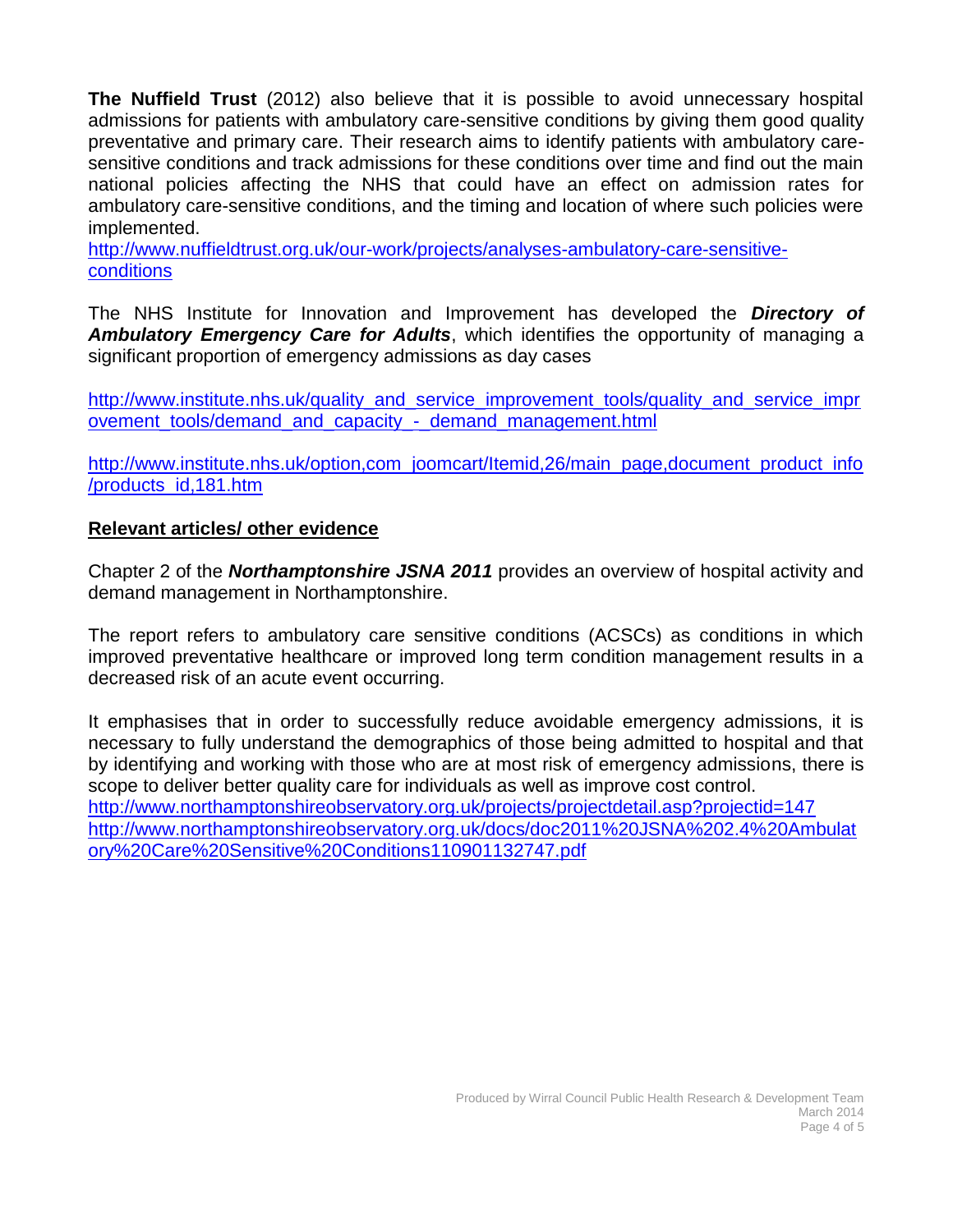**The Nuffield Trust** (2012) also believe that it is possible to avoid unnecessary hospital admissions for patients with ambulatory care-sensitive conditions by giving them good quality preventative and primary care. Their research aims to identify patients with ambulatory care-sensitive conditions and track admissions for these conditions over time and find out the main national policies affecting the NHS that could have an effect on admission rates for ambulatory care-sensitive conditions, and the timing and location of where such policies were implemented.
http://www.nuffieldtrust.org.uk/our-work/projects/analyses-ambulatory-care-sensitive-conditions

The NHS Institute for Innovation and Improvement has developed the ***Directory of Ambulatory Emergency Care for Adults***, which identifies the opportunity of managing a significant proportion of emergency admissions as day cases

http://www.institute.nhs.uk/quality_and_service_improvement_tools/quality_and_service_improvement_tools/demand_and_capacity_-_demand_management.html

http://www.institute.nhs.uk/option,com_joomcart/Itemid,26/main_page,document_product_info/products_id,181.htm

## Relevant articles/ other evidence

Chapter 2 of the ***Northamptonshire JSNA 2011*** provides an overview of hospital activity and demand management in Northamptonshire.

The report refers to ambulatory care sensitive conditions (ACSCs) as conditions in which improved preventative healthcare or improved long term condition management results in a decreased risk of an acute event occurring.

It emphasises that in order to successfully reduce avoidable emergency admissions, it is necessary to fully understand the demographics of those being admitted to hospital and that by identifying and working with those who are at most risk of emergency admissions, there is scope to deliver better quality care for individuals as well as improve cost control.
http://www.northamptonshireobservatory.org.uk/projects/projectdetail.asp?projectid=147
http://www.northamptonshireobservatory.org.uk/docs/doc2011%20JSNA%202.4%20Ambulatory%20Care%20Sensitive%20Conditions110901132747.pdf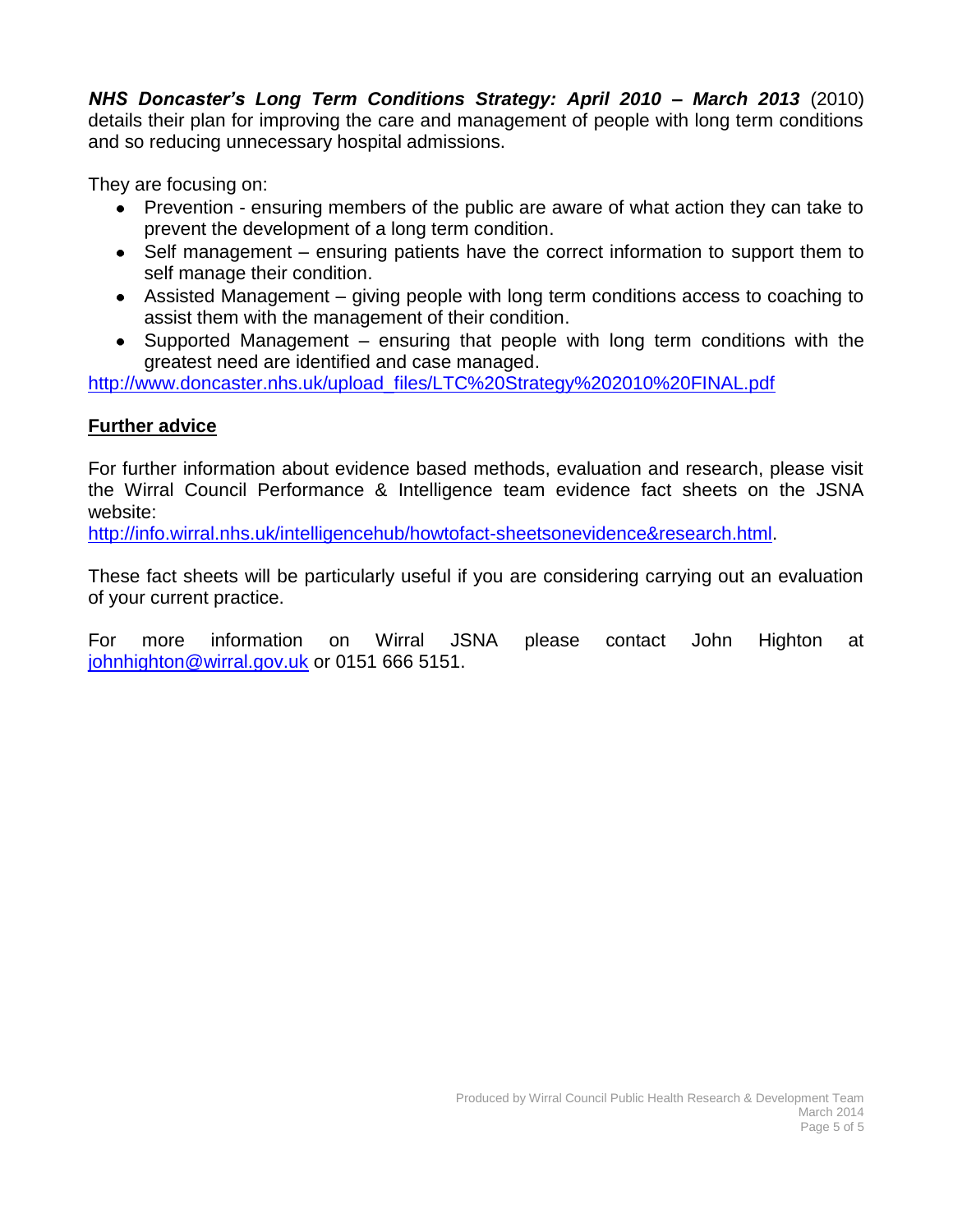***NHS Doncaster's Long Term Conditions Strategy: April 2010 – March 2013*** (2010) details their plan for improving the care and management of people with long term conditions and so reducing unnecessary hospital admissions.

They are focusing on:

- Prevention - ensuring members of the public are aware of what action they can take to prevent the development of a long term condition.
- Self management – ensuring patients have the correct information to support them to self manage their condition.
- Assisted Management – giving people with long term conditions access to coaching to assist them with the management of their condition.
- Supported Management – ensuring that people with long term conditions with the greatest need are identified and case managed.

http://www.doncaster.nhs.uk/upload_files/LTC%20Strategy%202010%20FINAL.pdf

## Further advice

For further information about evidence based methods, evaluation and research, please visit the Wirral Council Performance & Intelligence team evidence fact sheets on the JSNA website:
http://info.wirral.nhs.uk/intelligencehub/howtofact-sheetsonevidence&research.html.

These fact sheets will be particularly useful if you are considering carrying out an evaluation of your current practice.

For more information on Wirral JSNA please contact John Highton at johnhighton@wirral.gov.uk or 0151 666 5151.

Produced by Wirral Council Public Health Research & Development Team
March 2014